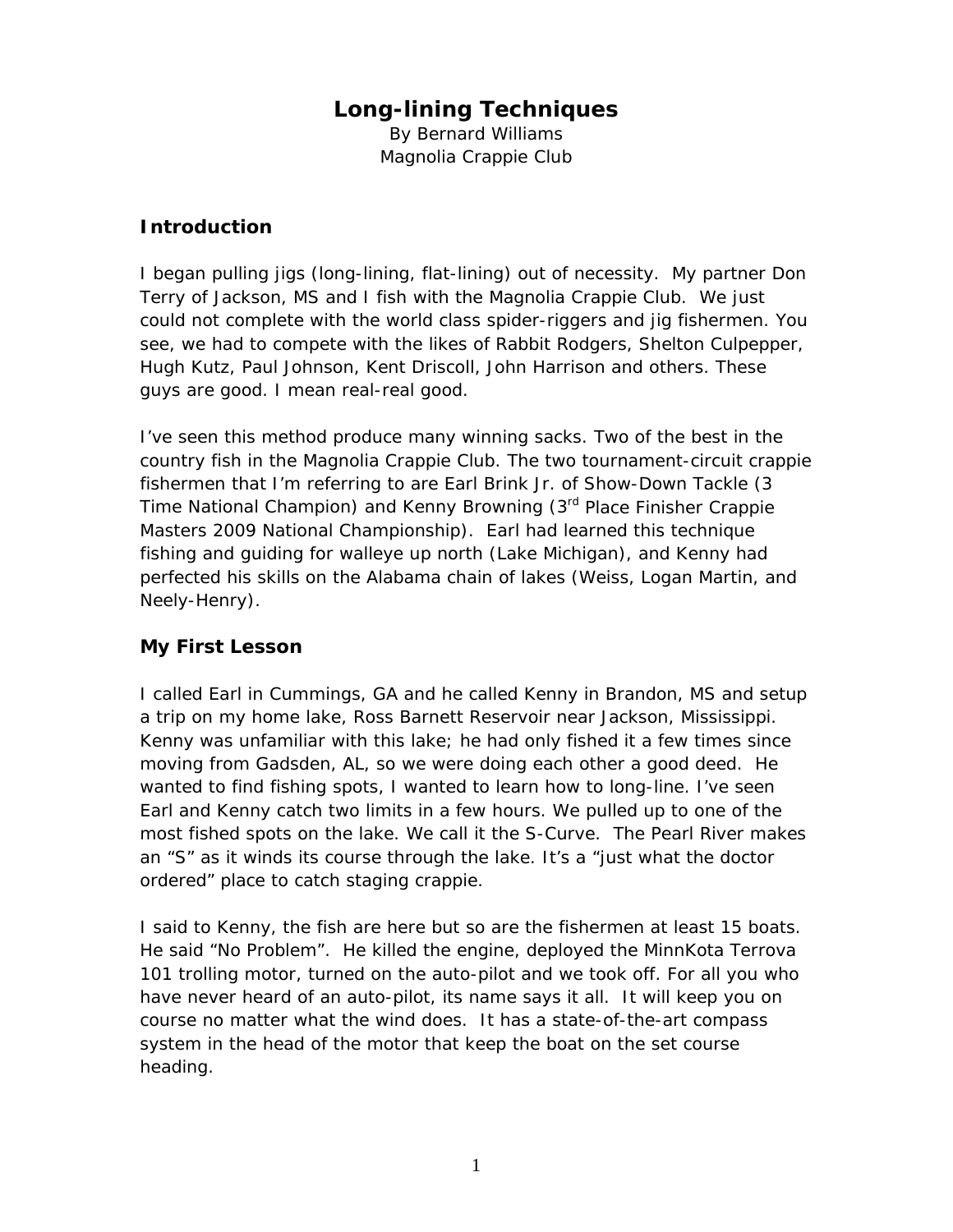# Long-lining Techniques

By Bernard Williams
Magnolia Crappie Club

## Introduction

I began pulling jigs (long-lining, flat-lining) out of necessity. My partner Don Terry of Jackson, MS and I fish with the Magnolia Crappie Club. We just could not complete with the world class spider-riggers and jig fishermen. You see, we had to compete with the likes of Rabbit Rodgers, Shelton Culpepper, Hugh Kutz, Paul Johnson, Kent Driscoll, John Harrison and others. These guys are good. I mean real-real good.

I've seen this method produce many winning sacks. Two of the best in the country fish in the Magnolia Crappie Club. The two tournament-circuit crappie fishermen that I'm referring to are Earl Brink Jr. of Show-Down Tackle (3 Time National Champion) and Kenny Browning (3rd Place Finisher Crappie Masters 2009 National Championship). Earl had learned this technique fishing and guiding for walleye up north (Lake Michigan), and Kenny had perfected his skills on the Alabama chain of lakes (Weiss, Logan Martin, and Neely-Henry).

## My First Lesson

I called Earl in Cummings, GA and he called Kenny in Brandon, MS and setup a trip on my home lake, Ross Barnett Reservoir near Jackson, Mississippi. Kenny was unfamiliar with this lake; he had only fished it a few times since moving from Gadsden, AL, so we were doing each other a good deed. He wanted to find fishing spots, I wanted to learn how to long-line. I've seen Earl and Kenny catch two limits in a few hours. We pulled up to one of the most fished spots on the lake. We call it the S-Curve. The Pearl River makes an "S" as it winds its course through the lake. It's a "just what the doctor ordered" place to catch staging crappie.

I said to Kenny, the fish are here but so are the fishermen at least 15 boats. He said "No Problem". He killed the engine, deployed the MinnKota Terrova 101 trolling motor, turned on the auto-pilot and we took off. For all you who have never heard of an auto-pilot, its name says it all. It will keep you on course no matter what the wind does. It has a state-of-the-art compass system in the head of the motor that keep the boat on the set course heading.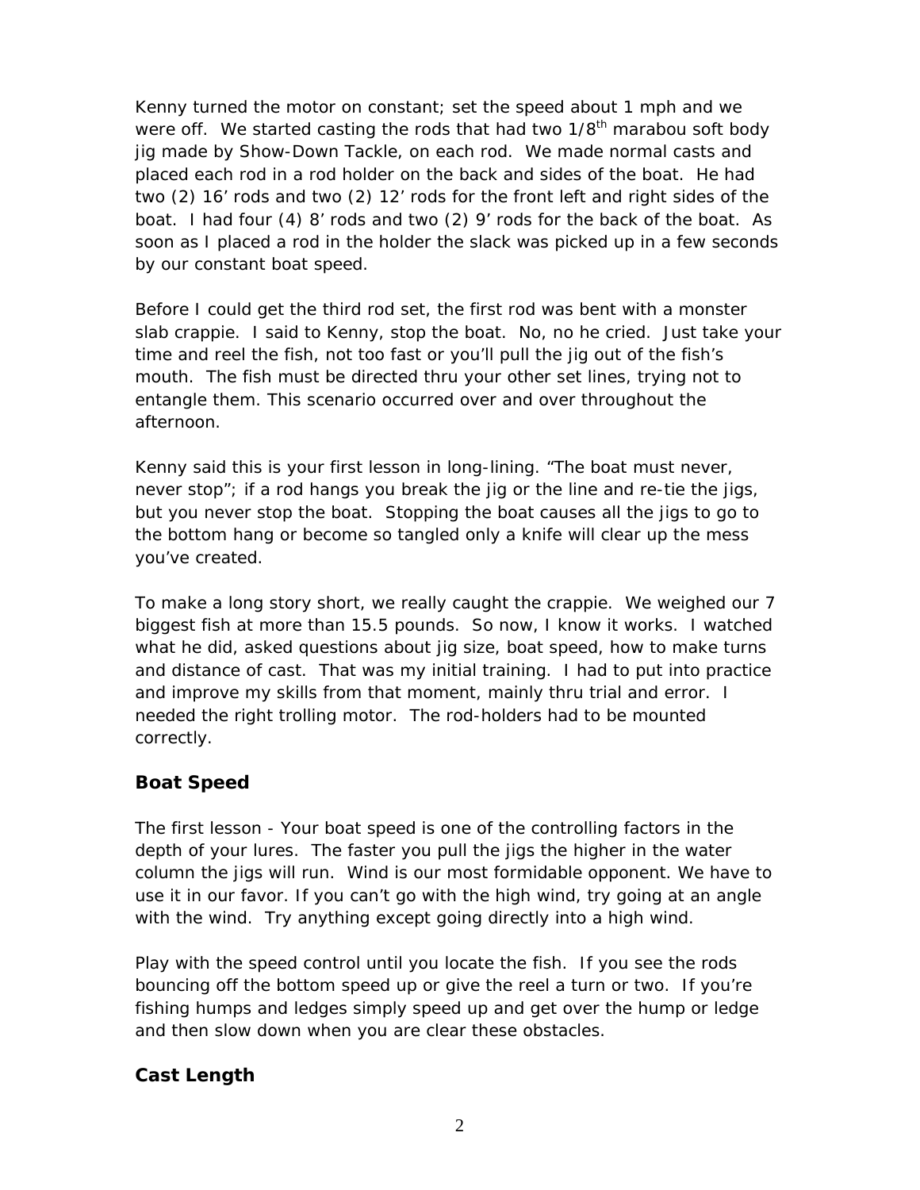Kenny turned the motor on constant; set the speed about 1 mph and we were off. We started casting the rods that had two $1/8^{th}$ marabou soft body jig made by Show-Down Tackle, on each rod. We made normal casts and placed each rod in a rod holder on the back and sides of the boat. He had two (2) 16' rods and two (2) 12' rods for the front left and right sides of the boat. I had four (4) 8' rods and two (2) 9' rods for the back of the boat. As soon as I placed a rod in the holder the slack was picked up in a few seconds by our constant boat speed.

Before I could get the third rod set, the first rod was bent with a monster slab crappie. I said to Kenny, stop the boat. No, no he cried. Just take your time and reel the fish, not too fast or you'll pull the jig out of the fish's mouth. The fish must be directed thru your other set lines, trying not to entangle them. This scenario occurred over and over throughout the afternoon.

Kenny said this is your first lesson in long-lining. "The boat must never, never stop"; if a rod hangs you break the jig or the line and re-tie the jigs, but you never stop the boat. Stopping the boat causes all the jigs to go to the bottom hang or become so tangled only a knife will clear up the mess you've created.

To make a long story short, we really caught the crappie. We weighed our 7 biggest fish at more than 15.5 pounds. So now, I know it works. I watched what he did, asked questions about jig size, boat speed, how to make turns and distance of cast. That was my initial training. I had to put into practice and improve my skills from that moment, mainly thru trial and error. I needed the right trolling motor. The rod-holders had to be mounted correctly.

## Boat Speed

The first lesson - Your boat speed is one of the controlling factors in the depth of your lures. The faster you pull the jigs the higher in the water column the jigs will run. Wind is our most formidable opponent. We have to use it in our favor. If you can't go with the high wind, try going at an angle with the wind. Try anything except going directly into a high wind.

Play with the speed control until you locate the fish. If you see the rods bouncing off the bottom speed up or give the reel a turn or two. If you're fishing humps and ledges simply speed up and get over the hump or ledge and then slow down when you are clear these obstacles.

## Cast Length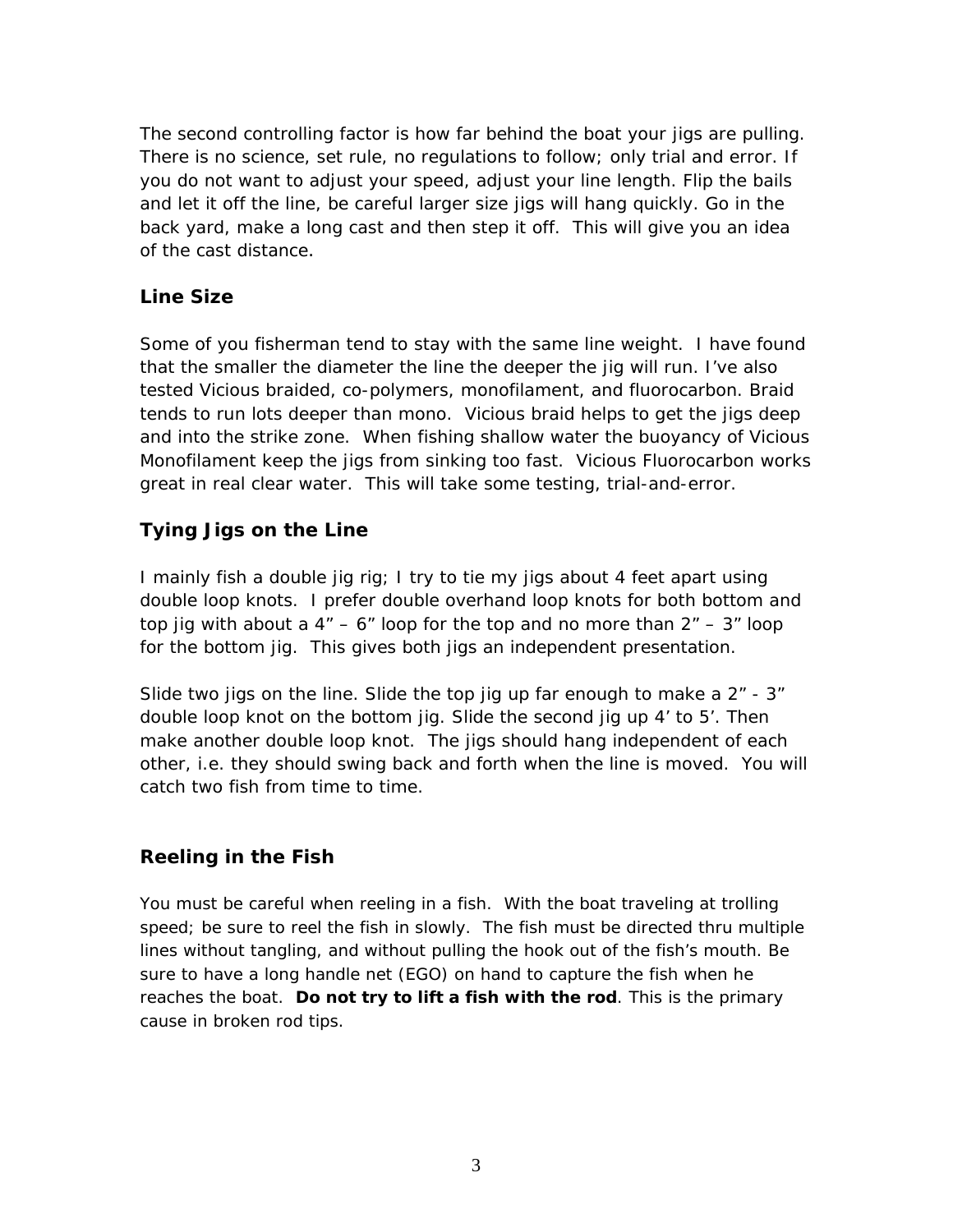The second controlling factor is how far behind the boat your jigs are pulling. There is no science, set rule, no regulations to follow; only trial and error. If you do not want to adjust your speed, adjust your line length. Flip the bails and let it off the line, be careful larger size jigs will hang quickly. Go in the back yard, make a long cast and then step it off. This will give you an idea of the cast distance.

### Line Size

Some of you fisherman tend to stay with the same line weight. I have found that the smaller the diameter the line the deeper the jig will run. I've also tested Vicious braided, co-polymers, monofilament, and fluorocarbon. Braid tends to run lots deeper than mono. Vicious braid helps to get the jigs deep and into the strike zone. When fishing shallow water the buoyancy of Vicious Monofilament keep the jigs from sinking too fast. Vicious Fluorocarbon works great in real clear water. This will take some testing, trial-and-error.

### Tying Jigs on the Line

I mainly fish a double jig rig; I try to tie my jigs about 4 feet apart using double loop knots. I prefer double overhand loop knots for both bottom and top jig with about a 4" – 6" loop for the top and no more than 2" – 3" loop for the bottom jig. This gives both jigs an independent presentation.

Slide two jigs on the line. Slide the top jig up far enough to make a 2" - 3" double loop knot on the bottom jig. Slide the second jig up 4' to 5'. Then make another double loop knot. The jigs should hang independent of each other, i.e. they should swing back and forth when the line is moved. You will catch two fish from time to time.

### Reeling in the Fish

You must be careful when reeling in a fish. With the boat traveling at trolling speed; be sure to reel the fish in slowly. The fish must be directed thru multiple lines without tangling, and without pulling the hook out of the fish's mouth. Be sure to have a long handle net (EGO) on hand to capture the fish when he reaches the boat. **Do not try to lift a fish with the rod**. This is the primary cause in broken rod tips.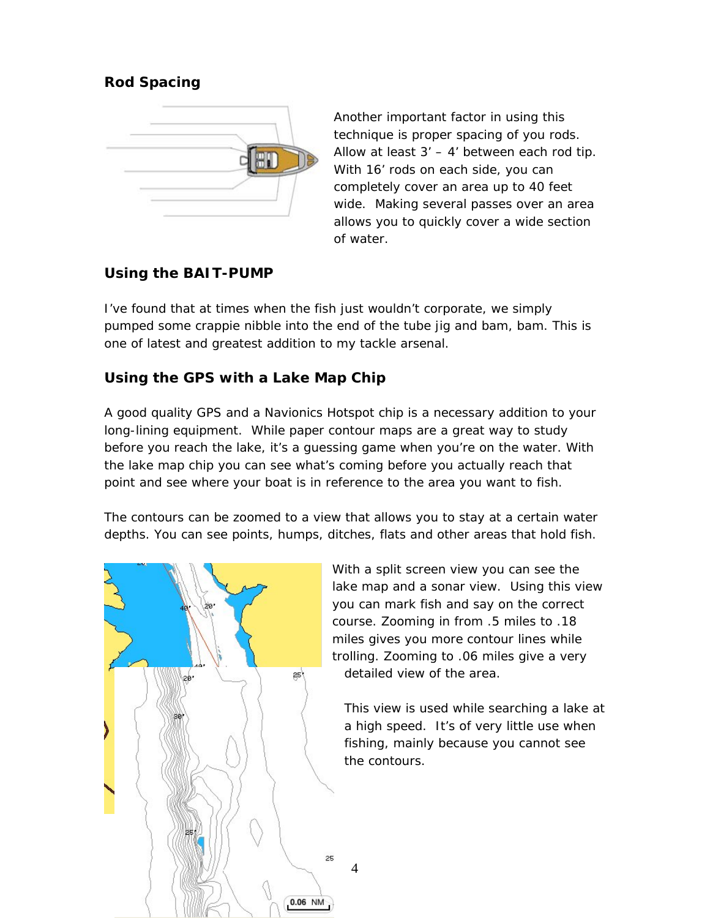## Rod Spacing

Another important factor in using this technique is proper spacing of you rods. Allow at least 3' – 4' between each rod tip. With 16' rods on each side, you can completely cover an area up to 40 feet wide. Making several passes over an area allows you to quickly cover a wide section of water.

## Using the BAIT-PUMP

I've found that at times when the fish just wouldn't corporate, we simply pumped some crappie nibble into the end of the tube jig and bam, bam. This is one of latest and greatest addition to my tackle arsenal.

## Using the GPS with a Lake Map Chip

A good quality GPS and a Navionics Hotspot chip is a necessary addition to your long-lining equipment. While paper contour maps are a great way to study before you reach the lake, it's a guessing game when you're on the water. With the lake map chip you can see what's coming before you actually reach that point and see where your boat is in reference to the area you want to fish.

The contours can be zoomed to a view that allows you to stay at a certain water depths. You can see points, humps, ditches, flats and other areas that hold fish.

With a split screen view you can see the lake map and a sonar view. Using this view you can mark fish and say on the correct course. Zooming in from .5 miles to .18 miles gives you more contour lines while trolling. Zooming to .06 miles give a very detailed view of the area.

This view is used while searching a lake at a high speed. It's of very little use when fishing, mainly because you cannot see the contours.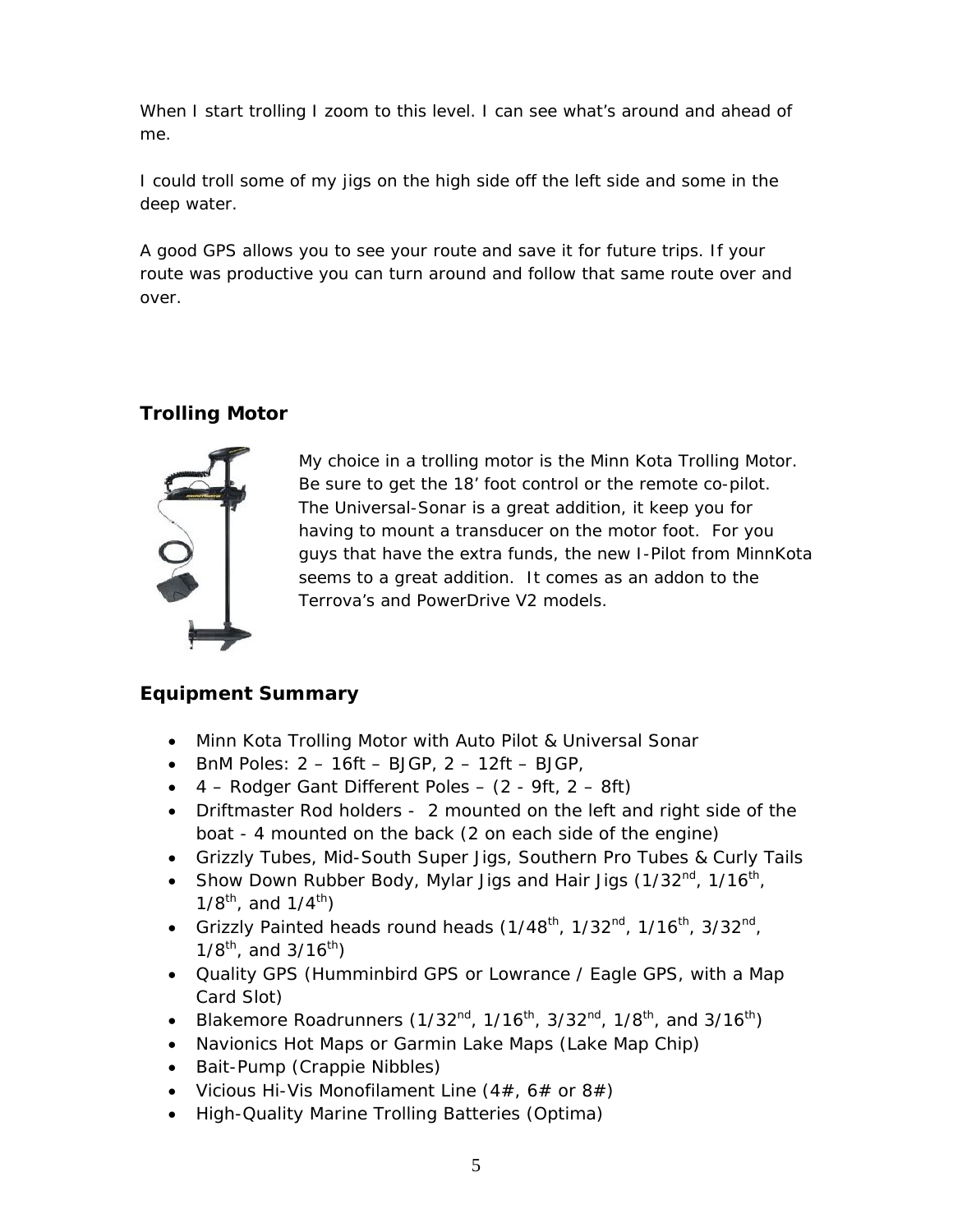When I start trolling I zoom to this level. I can see what's around and ahead of me.

I could troll some of my jigs on the high side off the left side and some in the deep water.

A good GPS allows you to see your route and save it for future trips. If your route was productive you can turn around and follow that same route over and over.

## Trolling Motor

My choice in a trolling motor is the Minn Kota Trolling Motor. Be sure to get the 18' foot control or the remote co-pilot. The Universal-Sonar is a great addition, it keep you for having to mount a transducer on the motor foot. For you guys that have the extra funds, the new I-Pilot from MinnKota seems to a great addition. It comes as an addon to the Terrova's and PowerDrive V2 models.

## Equipment Summary

- Minn Kota Trolling Motor with Auto Pilot & Universal Sonar
- BnM Poles: 2 – 16ft – BJGP, 2 – 12ft – BJGP,
- 4 – Rodger Gant Different Poles – (2 - 9ft, 2 – 8ft)
- Driftmaster Rod holders - 2 mounted on the left and right side of the boat - 4 mounted on the back (2 on each side of the engine)
- Grizzly Tubes, Mid-South Super Jigs, Southern Pro Tubes & Curly Tails
- Show Down Rubber Body, Mylar Jigs and Hair Jigs (1/32nd, 1/16th, 1/8th, and 1/4th)
- Grizzly Painted heads round heads (1/48th, 1/32nd, 1/16th, 3/32nd, 1/8th, and 3/16th)
- Quality GPS (Humminbird GPS or Lowrance / Eagle GPS, with a Map Card Slot)
- Blakemore Roadrunners (1/32nd, 1/16th, 3/32nd, 1/8th, and 3/16th)
- Navionics Hot Maps or Garmin Lake Maps (Lake Map Chip)
- Bait-Pump (Crappie Nibbles)
- Vicious Hi-Vis Monofilament Line (4#, 6# or 8#)
- High-Quality Marine Trolling Batteries (Optima)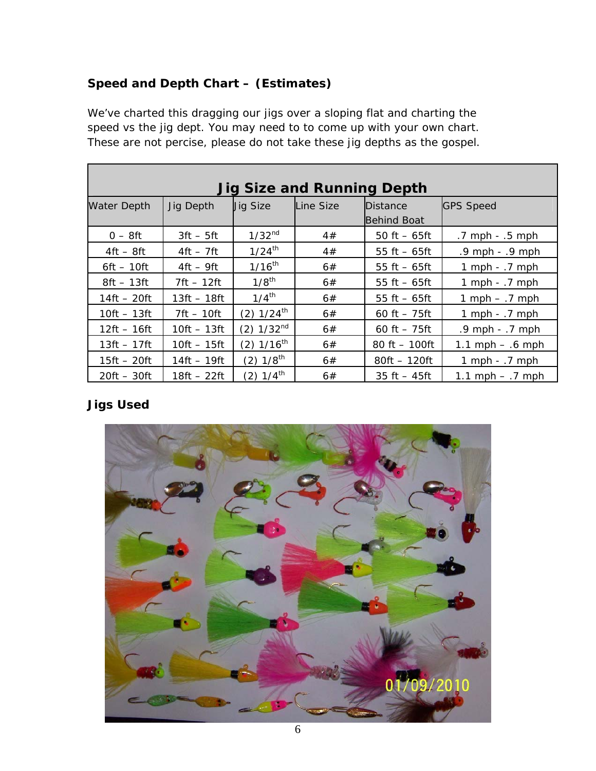## Speed and Depth Chart – (Estimates)

We've charted this dragging our jigs over a sloping flat and charting the speed vs the jig dept. You may need to to come up with your own chart. These are not percise, please do not take these jig depths as the gospel.

| Jig Size and Running Depth | | | | | |
|---|---|---|---|---|---|
| Water Depth | Jig Depth | Jig Size | Line Size | Distance Behind Boat | GPS Speed |
| 0 – 8ft | 3ft – 5ft | 1/32nd | 4# | 50 ft – 65ft | .7 mph - .5 mph |
| 4ft – 8ft | 4ft – 7ft | 1/24th | 4# | 55 ft – 65ft | .9 mph - .9 mph |
| 6ft – 10ft | 4ft – 9ft | 1/16th | 6# | 55 ft – 65ft | 1 mph - .7 mph |
| 8ft – 13ft | 7ft – 12ft | 1/8th | 6# | 55 ft – 65ft | 1 mph - .7 mph |
| 14ft – 20ft | 13ft – 18ft | 1/4th | 6# | 55 ft – 65ft | 1 mph – .7 mph |
| 10ft – 13ft | 7ft – 10ft | (2) 1/24th | 6# | 60 ft – 75ft | 1 mph - .7 mph |
| 12ft – 16ft | 10ft – 13ft | (2) 1/32nd | 6# | 60 ft – 75ft | .9 mph - .7 mph |
| 13ft – 17ft | 10ft – 15ft | (2) 1/16th | 6# | 80 ft – 100ft | 1.1 mph – .6 mph |
| 15ft – 20ft | 14ft – 19ft | (2) 1/8th | 6# | 80ft – 120ft | 1 mph - .7 mph |
| 20ft – 30ft | 18ft – 22ft | (2) 1/4th | 6# | 35 ft – 45ft | 1.1 mph – .7 mph |

## Jigs Used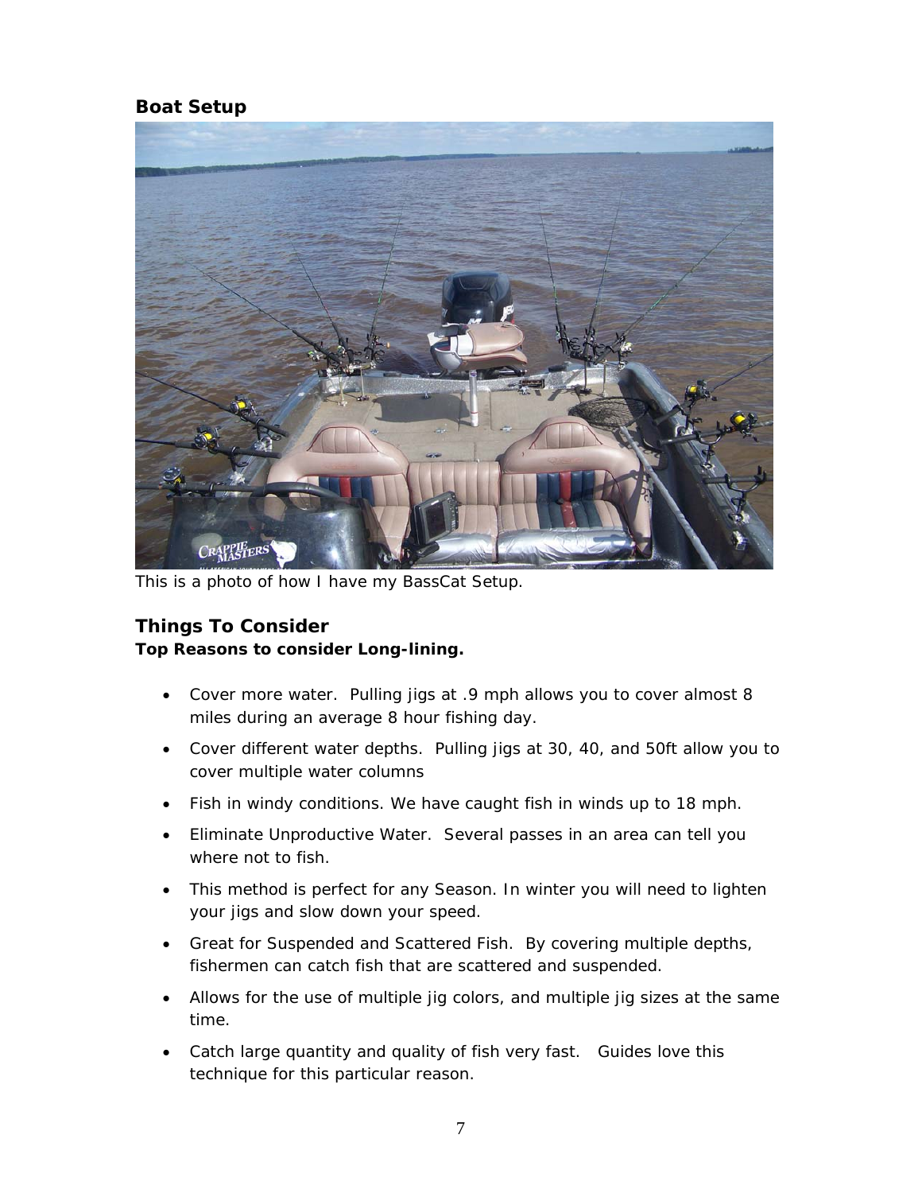## Boat Setup

This is a photo of how I have my BassCat Setup.

## Things To Consider

**Top Reasons to consider Long-lining.**

- Cover more water. Pulling jigs at .9 mph allows you to cover almost 8 miles during an average 8 hour fishing day.
- Cover different water depths. Pulling jigs at 30, 40, and 50ft allow you to cover multiple water columns
- Fish in windy conditions. We have caught fish in winds up to 18 mph.
- Eliminate Unproductive Water. Several passes in an area can tell you where not to fish.
- This method is perfect for any Season. In winter you will need to lighten your jigs and slow down your speed.
- Great for Suspended and Scattered Fish. By covering multiple depths, fishermen can catch fish that are scattered and suspended.
- Allows for the use of multiple jig colors, and multiple jig sizes at the same time.
- Catch large quantity and quality of fish very fast. Guides love this technique for this particular reason.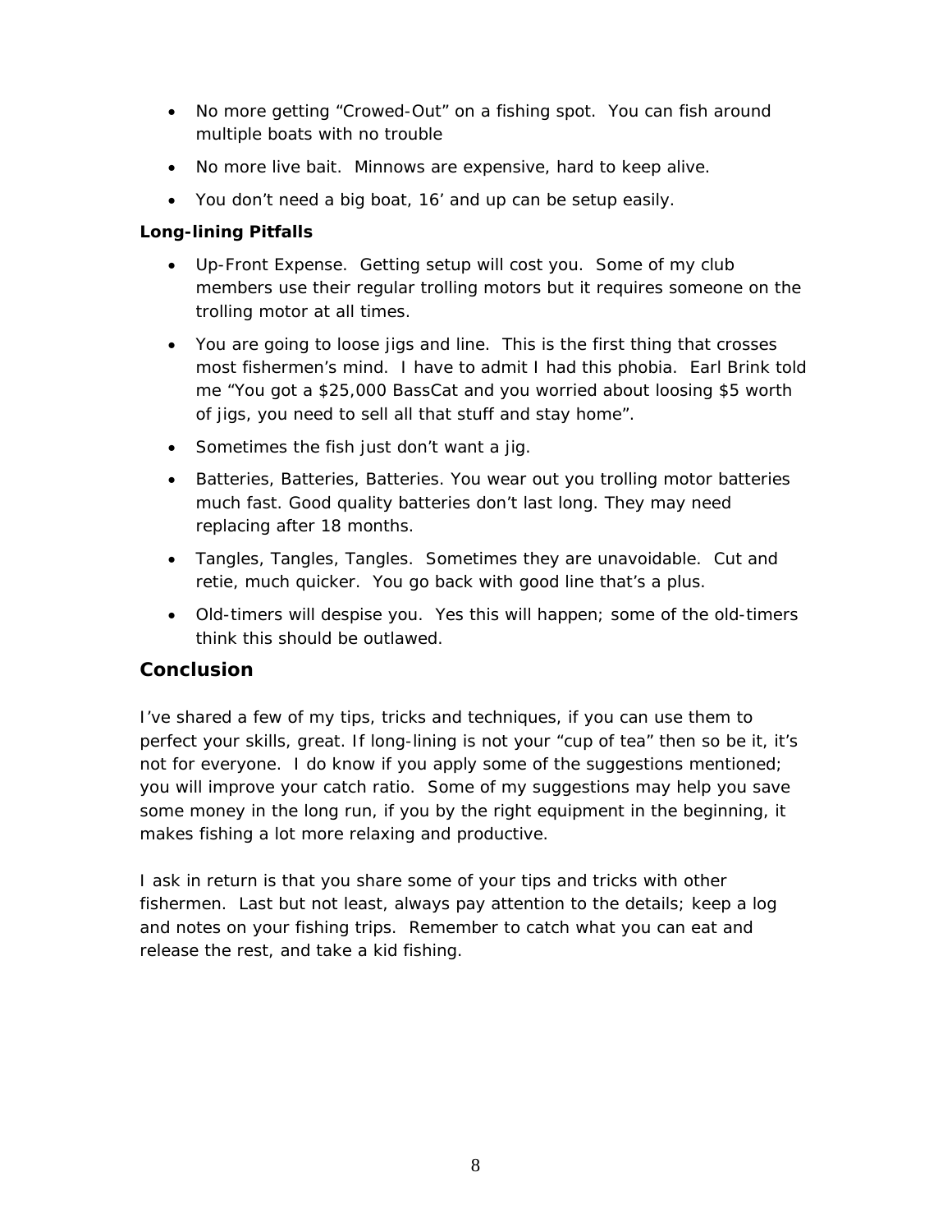- No more getting "Crowed-Out" on a fishing spot. You can fish around multiple boats with no trouble
- No more live bait. Minnows are expensive, hard to keep alive.
- You don't need a big boat, 16' and up can be setup easily.

**Long-lining Pitfalls**

- Up-Front Expense. Getting setup will cost you. Some of my club members use their regular trolling motors but it requires someone on the trolling motor at all times.
- You are going to loose jigs and line. This is the first thing that crosses most fishermen's mind. I have to admit I had this phobia. Earl Brink told me "You got a $25,000 BassCat and you worried about loosing $5 worth of jigs, you need to sell all that stuff and stay home".
- Sometimes the fish just don't want a jig.
- Batteries, Batteries, Batteries. You wear out you trolling motor batteries much fast. Good quality batteries don't last long. They may need replacing after 18 months.
- Tangles, Tangles, Tangles. Sometimes they are unavoidable. Cut and retie, much quicker. You go back with good line that's a plus.
- Old-timers will despise you. Yes this will happen; some of the old-timers think this should be outlawed.

## Conclusion

I've shared a few of my tips, tricks and techniques, if you can use them to perfect your skills, great. If long-lining is not your "cup of tea" then so be it, it's not for everyone. I do know if you apply some of the suggestions mentioned; you will improve your catch ratio. Some of my suggestions may help you save some money in the long run, if you by the right equipment in the beginning, it makes fishing a lot more relaxing and productive.

I ask in return is that you share some of your tips and tricks with other fishermen. Last but not least, always pay attention to the details; keep a log and notes on your fishing trips. Remember to catch what you can eat and release the rest, and take a kid fishing.